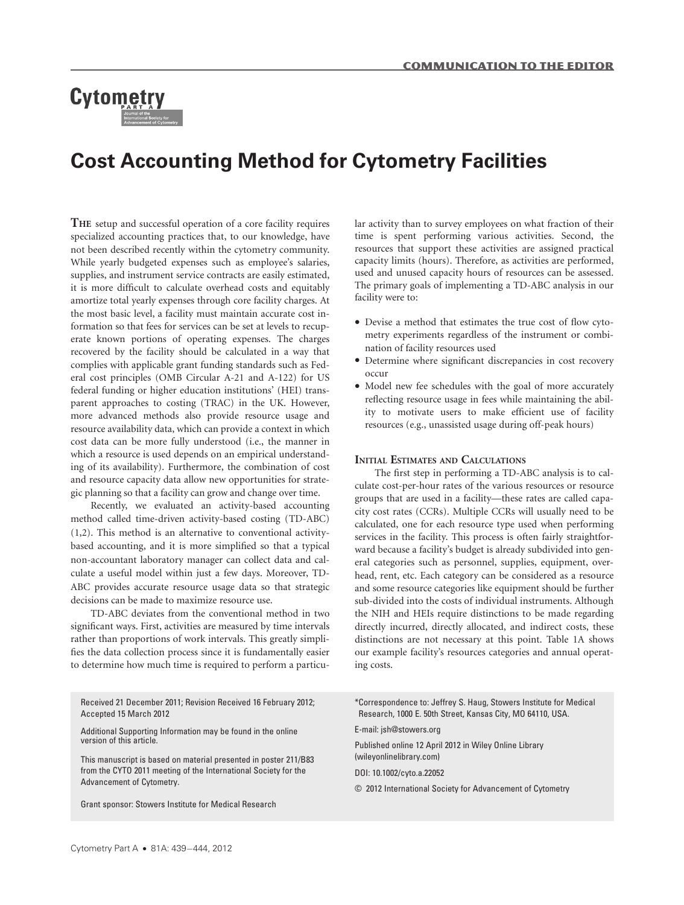COMMUNICATION TO THE EDITOR

# Cost Accounting Method for Cytometry Facilities

**THE** setup and successful operation of a core facility requires specialized accounting practices that, to our knowledge, have not been described recently within the cytometry community. While yearly budgeted expenses such as employee's salaries, supplies, and instrument service contracts are easily estimated, it is more difficult to calculate overhead costs and equitably amortize total yearly expenses through core facility charges. At the most basic level, a facility must maintain accurate cost information so that fees for services can be set at levels to recuperate known portions of operating expenses. The charges recovered by the facility should be calculated in a way that complies with applicable grant funding standards such as Federal cost principles (OMB Circular A-21 and A-122) for US federal funding or higher education institutions' (HEI) transparent approaches to costing (TRAC) in the UK. However, more advanced methods also provide resource usage and resource availability data, which can provide a context in which cost data can be more fully understood (i.e., the manner in which a resource is used depends on an empirical understanding of its availability). Furthermore, the combination of cost and resource capacity data allow new opportunities for strategic planning so that a facility can grow and change over time.

Recently, we evaluated an activity-based accounting method called time-driven activity-based costing (TD-ABC) (1,2). This method is an alternative to conventional activity-based accounting, and it is more simplified so that a typical non-accountant laboratory manager can collect data and calculate a useful model within just a few days. Moreover, TD-ABC provides accurate resource usage data so that strategic decisions can be made to maximize resource use.

TD-ABC deviates from the conventional method in two significant ways. First, activities are measured by time intervals rather than proportions of work intervals. This greatly simplifies the data collection process since it is fundamentally easier to determine how much time is required to perform a particular activity than to survey employees on what fraction of their time is spent performing various activities. Second, the resources that support these activities are assigned practical capacity limits (hours). Therefore, as activities are performed, used and unused capacity hours of resources can be assessed. The primary goals of implementing a TD-ABC analysis in our facility were to:

- Devise a method that estimates the true cost of flow cytometry experiments regardless of the instrument or combination of facility resources used
- Determine where significant discrepancies in cost recovery occur
- Model new fee schedules with the goal of more accurately reflecting resource usage in fees while maintaining the ability to motivate users to make efficient use of facility resources (e.g., unassisted usage during off-peak hours)

## INITIAL ESTIMATES AND CALCULATIONS

The first step in performing a TD-ABC analysis is to calculate cost-per-hour rates of the various resources or resource groups that are used in a facility—these rates are called capacity cost rates (CCRs). Multiple CCRs will usually need to be calculated, one for each resource type used when performing services in the facility. This process is often fairly straightforward because a facility's budget is already subdivided into general categories such as personnel, supplies, equipment, overhead, rent, etc. Each category can be considered as a resource and some resource categories like equipment should be further sub-divided into the costs of individual instruments. Although the NIH and HEIs require distinctions to be made regarding directly incurred, directly allocated, and indirect costs, these distinctions are not necessary at this point. Table 1A shows our example facility's resources categories and annual operating costs.

Received 21 December 2011; Revision Received 16 February 2012; Accepted 15 March 2012

Additional Supporting Information may be found in the online version of this article.

This manuscript is based on material presented in poster 211/B83 from the CYTO 2011 meeting of the International Society for the Advancement of Cytometry.

Grant sponsor: Stowers Institute for Medical Research

*Correspondence to: Jeffrey S. Haug, Stowers Institute for Medical Research, 1000 E. 50th Street, Kansas City, MO 64110, USA.

E-mail: jsh@stowers.org

Published online 12 April 2012 in Wiley Online Library (wileyonlinelibrary.com)

DOI: 10.1002/cyto.a.22052

© 2012 International Society for Advancement of Cytometry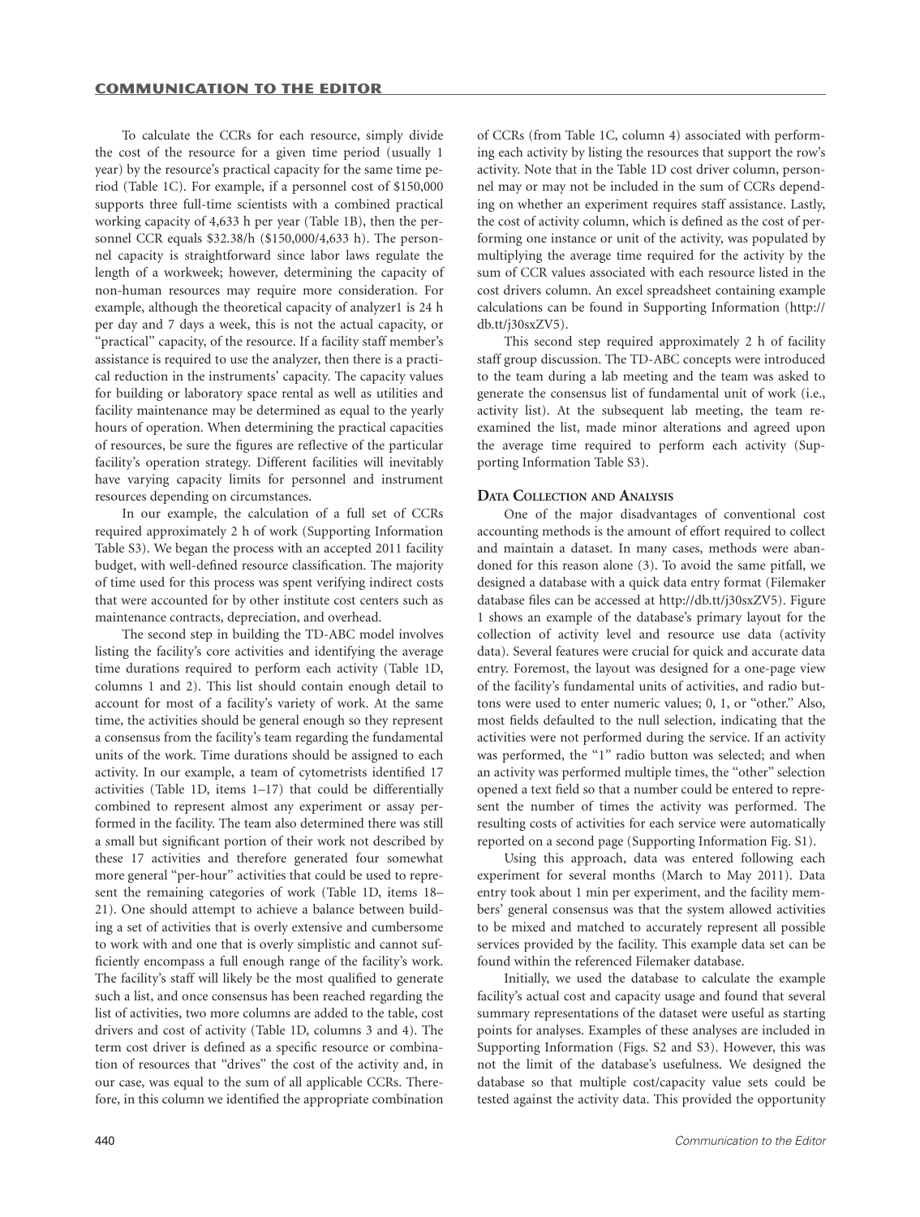To calculate the CCRs for each resource, simply divide the cost of the resource for a given time period (usually 1 year) by the resource's practical capacity for the same time period (Table 1C). For example, if a personnel cost of \$150,000 supports three full-time scientists with a combined practical working capacity of 4,633 h per year (Table 1B), then the personnel CCR equals \$32.38/h (\$150,000/4,633 h). The personnel capacity is straightforward since labor laws regulate the length of a workweek; however, determining the capacity of non-human resources may require more consideration. For example, although the theoretical capacity of analyzer1 is 24 h per day and 7 days a week, this is not the actual capacity, or "practical" capacity, of the resource. If a facility staff member's assistance is required to use the analyzer, then there is a practical reduction in the instruments' capacity. The capacity values for building or laboratory space rental as well as utilities and facility maintenance may be determined as equal to the yearly hours of operation. When determining the practical capacities of resources, be sure the figures are reflective of the particular facility's operation strategy. Different facilities will inevitably have varying capacity limits for personnel and instrument resources depending on circumstances.

In our example, the calculation of a full set of CCRs required approximately 2 h of work (Supporting Information Table S3). We began the process with an accepted 2011 facility budget, with well-defined resource classification. The majority of time used for this process was spent verifying indirect costs that were accounted for by other institute cost centers such as maintenance contracts, depreciation, and overhead.

The second step in building the TD-ABC model involves listing the facility's core activities and identifying the average time durations required to perform each activity (Table 1D, columns 1 and 2). This list should contain enough detail to account for most of a facility's variety of work. At the same time, the activities should be general enough so they represent a consensus from the facility's team regarding the fundamental units of the work. Time durations should be assigned to each activity. In our example, a team of cytometrists identified 17 activities (Table 1D, items 1–17) that could be differentially combined to represent almost any experiment or assay performed in the facility. The team also determined there was still a small but significant portion of their work not described by these 17 activities and therefore generated four somewhat more general "per-hour" activities that could be used to represent the remaining categories of work (Table 1D, items 18–21). One should attempt to achieve a balance between building a set of activities that is overly extensive and cumbersome to work with and one that is overly simplistic and cannot sufficiently encompass a full enough range of the facility's work. The facility's staff will likely be the most qualified to generate such a list, and once consensus has been reached regarding the list of activities, two more columns are added to the table, cost drivers and cost of activity (Table 1D, columns 3 and 4). The term cost driver is defined as a specific resource or combination of resources that "drives" the cost of the activity and, in our case, was equal to the sum of all applicable CCRs. Therefore, in this column we identified the appropriate combination of CCRs (from Table 1C, column 4) associated with performing each activity by listing the resources that support the row's activity. Note that in the Table 1D cost driver column, personnel may or may not be included in the sum of CCRs depending on whether an experiment requires staff assistance. Lastly, the cost of activity column, which is defined as the cost of performing one instance or unit of the activity, was populated by multiplying the average time required for the activity by the sum of CCR values associated with each resource listed in the cost drivers column. An excel spreadsheet containing example calculations can be found in Supporting Information (http://db.tt/j30sxZV5).

This second step required approximately 2 h of facility staff group discussion. The TD-ABC concepts were introduced to the team during a lab meeting and the team was asked to generate the consensus list of fundamental unit of work (i.e., activity list). At the subsequent lab meeting, the team reexamined the list, made minor alterations and agreed upon the average time required to perform each activity (Supporting Information Table S3).

## Data Collection and Analysis

One of the major disadvantages of conventional cost accounting methods is the amount of effort required to collect and maintain a dataset. In many cases, methods were abandoned for this reason alone (3). To avoid the same pitfall, we designed a database with a quick data entry format (Filemaker database files can be accessed at http://db.tt/j30sxZV5). Figure 1 shows an example of the database's primary layout for the collection of activity level and resource use data (activity data). Several features were crucial for quick and accurate data entry. Foremost, the layout was designed for a one-page view of the facility's fundamental units of activities, and radio buttons were used to enter numeric values; 0, 1, or "other." Also, most fields defaulted to the null selection, indicating that the activities were not performed during the service. If an activity was performed, the "1" radio button was selected; and when an activity was performed multiple times, the "other" selection opened a text field so that a number could be entered to represent the number of times the activity was performed. The resulting costs of activities for each service were automatically reported on a second page (Supporting Information Fig. S1).

Using this approach, data was entered following each experiment for several months (March to May 2011). Data entry took about 1 min per experiment, and the facility members' general consensus was that the system allowed activities to be mixed and matched to accurately represent all possible services provided by the facility. This example data set can be found within the referenced Filemaker database.

Initially, we used the database to calculate the example facility's actual cost and capacity usage and found that several summary representations of the dataset were useful as starting points for analyses. Examples of these analyses are included in Supporting Information (Figs. S2 and S3). However, this was not the limit of the database's usefulness. We designed the database so that multiple cost/capacity value sets could be tested against the activity data. This provided the opportunity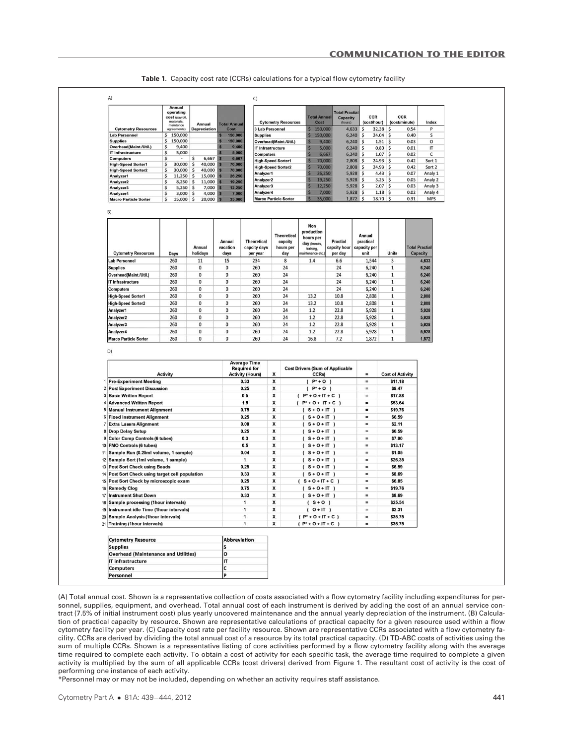**Table 1.** Capacity cost rate (CCRs) calculations for a typical flow cytometry facility

A)

| Cytometry Resources | Annual operating cost (payroll, materials, maintence agreements) | Annual Depreciation | Total Annual Cost |
|---|---|---|---|
| Lab Personnel | $ 150,000 | | $ 150,000 |
| Supplies | $ 150,000 | | $ 150,000 |
| Overhead(Maint./Util.) | $ 9,400 | | $ 9,400 |
| IT Infrastructure | $ 5,000 | | $ 5,000 |
| Computers | $ - | $ 6,667 | $ 6,667 |
| High-Speed Sorter1 | $ 30,000 | $ 40,000 | $ 70,000 |
| High-Speed Sorter2 | $ 30,000 | $ 40,000 | $ 70,000 |
| Analyzer1 | $ 11,250 | $ 15,000 | $ 26,250 |
| Analyzer2 | $ 8,250 | $ 11,000 | $ 19,250 |
| Analyzer3 | $ 5,250 | $ 7,000 | $ 12,250 |
| Analyzer4 | $ 3,000 | $ 4,000 | $ 7,000 |
| Macro Particle Sorter | $ 15,000 | $ 20,000 | $ 35,000 |

C)

| Cytometry Resources | Total Annual Cost | Total Practial Capacity (hours) | CCR (cost/hour) | CCR (cost/minute) | Index |
|---|---|---|---|---|---|
| 3 Lab Personnel | $ 150,000 | 4,633 | $ 32.38 | $ 0.54 | P |
| Supplies | $ 150,000 | 6,240 | $ 24.04 | $ 0.40 | S |
| Overhead(Maint./Util.) | $ 9,400 | 6,240 | $ 1.51 | $ 0.03 | O |
| IT Infrastructure | $ 5,000 | 6,240 | $ 0.80 | $ 0.01 | IT |
| Computers | $ 6,667 | 6,240 | $ 1.07 | $ 0.02 | C |
| High-Speed Sorter1 | $ 70,000 | 2,808 | $ 24.93 | $ 0.42 | Sort 1 |
| High-Speed Sorter2 | $ 70,000 | 2,808 | $ 24.93 | $ 0.42 | Sort 2 |
| Analyzer1 | $ 26,250 | 5,928 | $ 4.43 | $ 0.07 | Analy 1 |
| Analyzer2 | $ 19,250 | 5,928 | $ 3.25 | $ 0.05 | Analy 2 |
| Analyzer3 | $ 12,250 | 5,928 | $ 2.07 | $ 0.03 | Analy 3 |
| Analyzer4 | $ 7,000 | 5,928 | $ 1.18 | $ 0.02 | Analy 4 |
| Marco Particle Sorter | $ 35,000 | 1,872 | $ 18.70 | $ 0.31 | MPS |

B)

| Cytometry Resources | Days | Annual holidays | Annual vacation days | Theoretical capcity days per year | Theoretical capcity hours per day | Non production hours per day (breaks, training, maintenance etc.) | Practial capcity hour per day | Annual practical capacity per unit | Units | Total Practial Capacity |
|---|---|---|---|---|---|---|---|---|---|---|
| Lab Personnel | 260 | 11 | 15 | 234 | 8 | 1.4 | 6.6 | 1,544 | 3 | 4,633 |
| Supplies | 260 | 0 | 0 | 260 | 24 | | 24 | 6,240 | 1 | 6,240 |
| Overhead(Maint./Util.) | 260 | 0 | 0 | 260 | 24 | | 24 | 6,240 | 1 | 6,240 |
| IT Infrastructure | 260 | 0 | 0 | 260 | 24 | | 24 | 6,240 | 1 | 6,240 |
| Computers | 260 | 0 | 0 | 260 | 24 | | 24 | 6,240 | 1 | 6,240 |
| High-Speed Sorter1 | 260 | 0 | 0 | 260 | 24 | 13.2 | 10.8 | 2,808 | 1 | 2,808 |
| High-Speed Sorter2 | 260 | 0 | 0 | 260 | 24 | 13.2 | 10.8 | 2,808 | 1 | 2,808 |
| Analyzer1 | 260 | 0 | 0 | 260 | 24 | 1.2 | 22.8 | 5,928 | 1 | 5,928 |
| Analyzer2 | 260 | 0 | 0 | 260 | 24 | 1.2 | 22.8 | 5,928 | 1 | 5,928 |
| Analyzer3 | 260 | 0 | 0 | 260 | 24 | 1.2 | 22.8 | 5,928 | 1 | 5,928 |
| Analyzer4 | 260 | 0 | 0 | 260 | 24 | 1.2 | 22.8 | 5,928 | 1 | 5,928 |
| Marco Particle Sorter | 260 | 0 | 0 | 260 | 24 | 16.8 | 7.2 | 1,872 | 1 | 1,872 |

D)

| | Activity | Average Time Required for Activity (Hours) | X | Cost Drivers (Sum of Applicable CCRs) | = | Cost of Activity |
|---|---|---|---|---|---|---|
| 1 | Pre-Experiment Meeting | 0.33 | X | ( P* + O ) | = | $11.18 |
| 2 | Post Experiment Discussion | 0.25 | X | ( P* + O ) | = | $8.47 |
| 3 | Basic Written Report | 0.5 | X | ( P* + O + IT + C ) | = | $17.88 |
| 4 | Advanced Written Report | 1.5 | X | ( P* + O + IT + C ) | = | $53.64 |
| 5 | Manual Instrument Alignment | 0.75 | X | ( S + O + IT ) | = | $19.76 |
| 6 | Fixed Instrument Alignment | 0.25 | X | ( S + O + IT ) | = | $6.59 |
| 7 | Extra Lasers Alignment | 0.08 | X | ( S + O + IT ) | = | $2.11 |
| 8 | Drop Delay Setup | 0.25 | X | ( S + O + IT ) | = | $6.59 |
| 9 | Color Comp Controls (6 tubes) | 0.3 | X | ( S + O + IT ) | = | $7.90 |
| 10 | FMO Controls (6 tubes) | 0.5 | X | ( S + O + IT ) | = | $13.17 |
| 11 | Sample Run (0.25ml volume, 1 sample) | 0.04 | X | ( S + O + IT ) | = | $1.05 |
| 12 | Sample Sort (1ml volume, 1 sample) | 1 | X | ( S + O + IT ) | = | $26.35 |
| 13 | Post Sort Check using Beads | 0.25 | X | ( S + O + IT ) | = | $6.59 |
| 14 | Post Sort Check using target cell population | 0.33 | X | ( S + O + IT ) | = | $8.69 |
| 15 | Post Sort Check by microscopic exam | 0.25 | X | ( S + O + IT + C ) | = | $6.85 |
| 16 | Remedy Clog | 0.75 | X | ( S + O + IT ) | = | $19.76 |
| 17 | Instrument Shut Down | 0.33 | X | ( S + O + IT ) | = | $8.69 |
| 18 | Sample processing (1hour intervals) | 1 | X | ( S + O ) | = | $25.54 |
| 19 | Instrument idle Time (1hour intervals) | 1 | X | ( O + IT ) | = | $2.31 |
| 20 | Sample Analysis (1hour intervals) | 1 | X | ( P* + O + IT + C ) | = | $35.75 |
| 21 | Training (1hour intervals) | 1 | X | ( P* + O + IT + C ) | = | $35.75 |

| Cytometry Resource | Abbreviation |
|---|---|
| Supplies | S |
| Overhead (Maintenance and Utilities) | O |
| IT infrastructure | IT |
| Computers | C |
| Personnel | P |

(A) Total annual cost. Shown is a representative collection of costs associated with a flow cytometry facility including expenditures for personnel, supplies, equipment, and overhead. Total annual cost of each instrument is derived by adding the cost of an annual service contract (7.5% of initial instrument cost) plus yearly uncovered maintenance and the annual yearly depreciation of the instrument. (B) Calculation of practical capacity by resource. Shown are representative calculations of practical capacity for a given resource used within a flow cytometry facility per year. (C) Capacity cost rate per facility resource. Shown are representative CCRs associated with a flow cytometry facility. CCRs are derived by dividing the total annual cost of a resource by its total practical capacity. (D) TD-ABC costs of activities using the sum of multiple CCRs. Shown is a representative listing of core activities performed by a flow cytometry facility along with the average time required to complete each activity. To obtain a cost of activity for each specific task, the average time required to complete a given activity is multiplied by the sum of all applicable CCRs (cost drivers) derived from Figure 1. The resultant cost of activity is the cost of performing one instance of each activity.

*Personnel may or may not be included, depending on whether an activity requires staff assistance.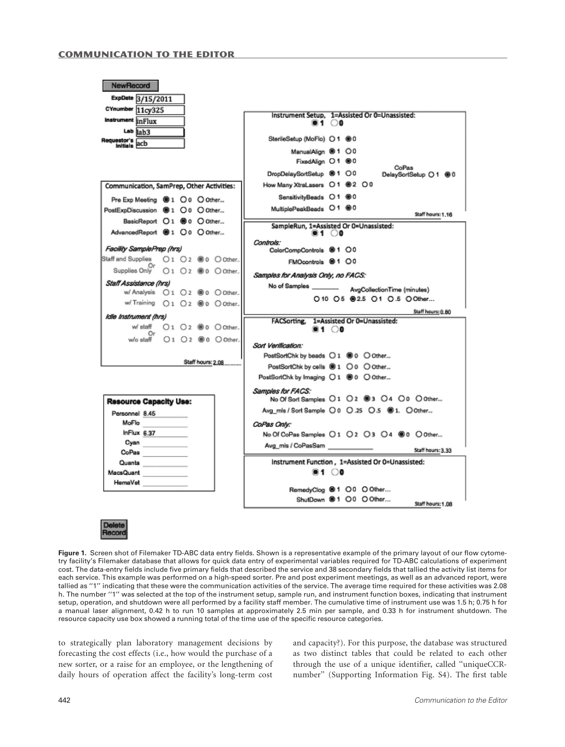**Figure 1.** Screen shot of Filemaker TD-ABC data entry fields. Shown is a representative example of the primary layout of our flow cytometry facility's Filemaker database that allows for quick data entry of experimental variables required for TD-ABC calculations of experiment cost. The data-entry fields include five primary fields that described the service and 38 secondary fields that tallied the activity list items for each service. This example was performed on a high-speed sorter. Pre and post experiment meetings, as well as an advanced report, were tallied as ''1'' indicating that these were the communication activities of the service. The average time required for these activities was 2.08 h. The number ''1'' was selected at the top of the instrument setup, sample run, and instrument function boxes, indicating that instrument setup, operation, and shutdown were all performed by a facility staff member. The cumulative time of instrument use was 1.5 h; 0.75 h for a manual laser alignment, 0.42 h to run 10 samples at approximately 2.5 min per sample, and 0.33 h for instrument shutdown. The resource capacity use box showed a running total of the time use of the specific resource categories.

to strategically plan laboratory management decisions by forecasting the cost effects (i.e., how would the purchase of a new sorter, or a raise for an employee, or the lengthening of daily hours of operation affect the facility's long-term cost and capacity?). For this purpose, the database was structured as two distinct tables that could be related to each other through the use of a unique identifier, called ''uniqueCCR-number'' (Supporting Information Fig. S4). The first table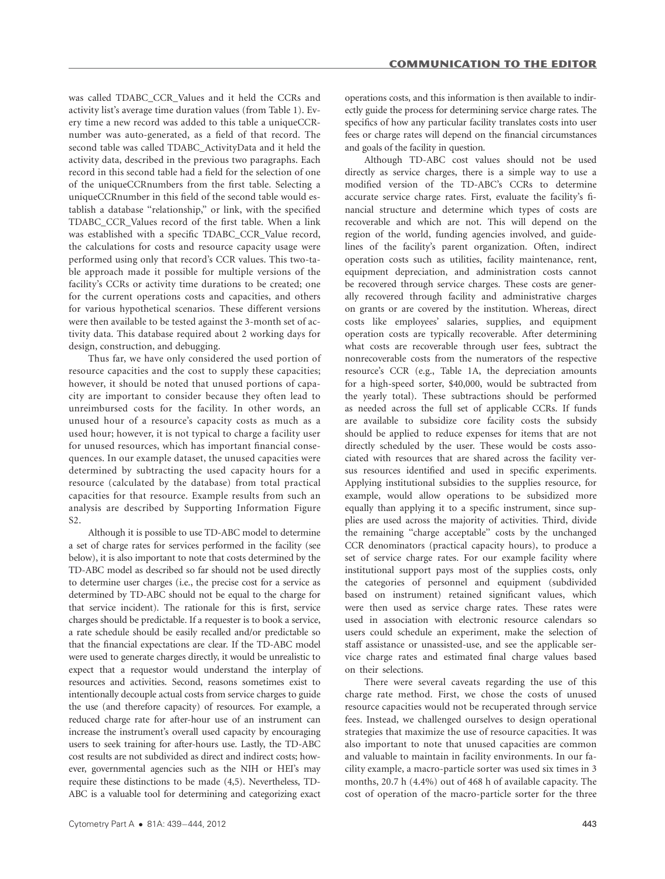was called TDABC_CCR_Values and it held the CCRs and activity list's average time duration values (from Table 1). Every time a new record was added to this table a uniqueCCRnumber was auto-generated, as a field of that record. The second table was called TDABC_ActivityData and it held the activity data, described in the previous two paragraphs. Each record in this second table had a field for the selection of one of the uniqueCCRnumbers from the first table. Selecting a uniqueCCRnumber in this field of the second table would establish a database "relationship," or link, with the specified TDABC_CCR_Values record of the first table. When a link was established with a specific TDABC_CCR_Value record, the calculations for costs and resource capacity usage were performed using only that record's CCR values. This two-table approach made it possible for multiple versions of the facility's CCRs or activity time durations to be created; one for the current operations costs and capacities, and others for various hypothetical scenarios. These different versions were then available to be tested against the 3-month set of activity data. This database required about 2 working days for design, construction, and debugging.

Thus far, we have only considered the used portion of resource capacities and the cost to supply these capacities; however, it should be noted that unused portions of capacity are important to consider because they often lead to unreimbursed costs for the facility. In other words, an unused hour of a resource's capacity costs as much as a used hour; however, it is not typical to charge a facility user for unused resources, which has important financial consequences. In our example dataset, the unused capacities were determined by subtracting the used capacity hours for a resource (calculated by the database) from total practical capacities for that resource. Example results from such an analysis are described by Supporting Information Figure S2.

Although it is possible to use TD-ABC model to determine a set of charge rates for services performed in the facility (see below), it is also important to note that costs determined by the TD-ABC model as described so far should not be used directly to determine user charges (i.e., the precise cost for a service as determined by TD-ABC should not be equal to the charge for that service incident). The rationale for this is first, service charges should be predictable. If a requester is to book a service, a rate schedule should be easily recalled and/or predictable so that the financial expectations are clear. If the TD-ABC model were used to generate charges directly, it would be unrealistic to expect that a requestor would understand the interplay of resources and activities. Second, reasons sometimes exist to intentionally decouple actual costs from service charges to guide the use (and therefore capacity) of resources. For example, a reduced charge rate for after-hour use of an instrument can increase the instrument's overall used capacity by encouraging users to seek training for after-hours use. Lastly, the TD-ABC cost results are not subdivided as direct and indirect costs; however, governmental agencies such as the NIH or HEI's may require these distinctions to be made (4,5). Nevertheless, TD-ABC is a valuable tool for determining and categorizing exact operations costs, and this information is then available to indirectly guide the process for determining service charge rates. The specifics of how any particular facility translates costs into user fees or charge rates will depend on the financial circumstances and goals of the facility in question.

Although TD-ABC cost values should not be used directly as service charges, there is a simple way to use a modified version of the TD-ABC's CCRs to determine accurate service charge rates. First, evaluate the facility's financial structure and determine which types of costs are recoverable and which are not. This will depend on the region of the world, funding agencies involved, and guidelines of the facility's parent organization. Often, indirect operation costs such as utilities, facility maintenance, rent, equipment depreciation, and administration costs cannot be recovered through service charges. These costs are generally recovered through facility and administrative charges on grants or are covered by the institution. Whereas, direct costs like employees' salaries, supplies, and equipment operation costs are typically recoverable. After determining what costs are recoverable through user fees, subtract the nonrecoverable costs from the numerators of the respective resource's CCR (e.g., Table 1A, the depreciation amounts for a high-speed sorter, \$40,000, would be subtracted from the yearly total). These subtractions should be performed as needed across the full set of applicable CCRs. If funds are available to subsidize core facility costs the subsidy should be applied to reduce expenses for items that are not directly scheduled by the user. These would be costs associated with resources that are shared across the facility versus resources identified and used in specific experiments. Applying institutional subsidies to the supplies resource, for example, would allow operations to be subsidized more equally than applying it to a specific instrument, since supplies are used across the majority of activities. Third, divide the remaining "charge acceptable" costs by the unchanged CCR denominators (practical capacity hours), to produce a set of service charge rates. For our example facility where institutional support pays most of the supplies costs, only the categories of personnel and equipment (subdivided based on instrument) retained significant values, which were then used as service charge rates. These rates were used in association with electronic resource calendars so users could schedule an experiment, make the selection of staff assistance or unassisted-use, and see the applicable service charge rates and estimated final charge values based on their selections.

There were several caveats regarding the use of this charge rate method. First, we chose the costs of unused resource capacities would not be recuperated through service fees. Instead, we challenged ourselves to design operational strategies that maximize the use of resource capacities. It was also important to note that unused capacities are common and valuable to maintain in facility environments. In our facility example, a macro-particle sorter was used six times in 3 months, 20.7 h (4.4%) out of 468 h of available capacity. The cost of operation of the macro-particle sorter for the three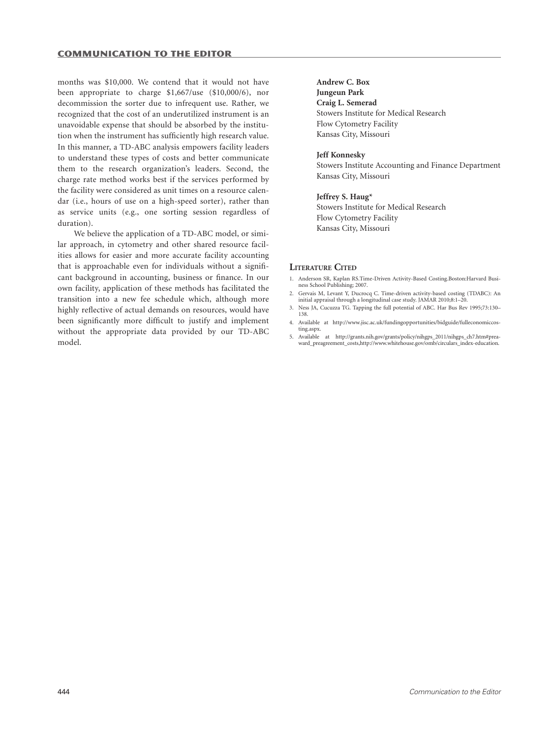months was $10,000. We contend that it would not have been appropriate to charge $1,667/use ($10,000/6), nor decommission the sorter due to infrequent use. Rather, we recognized that the cost of an underutilized instrument is an unavoidable expense that should be absorbed by the institution when the instrument has sufficiently high research value. In this manner, a TD-ABC analysis empowers facility leaders to understand these types of costs and better communicate them to the research organization's leaders. Second, the charge rate method works best if the services performed by the facility were considered as unit times on a resource calendar (i.e., hours of use on a high-speed sorter), rather than as service units (e.g., one sorting session regardless of duration).

We believe the application of a TD-ABC model, or similar approach, in cytometry and other shared resource facilities allows for easier and more accurate facility accounting that is approachable even for individuals without a significant background in accounting, business or finance. In our own facility, application of these methods has facilitated the transition into a new fee schedule which, although more highly reflective of actual demands on resources, would have been significantly more difficult to justify and implement without the appropriate data provided by our TD-ABC model.

**Andrew C. Box**
**Jungeun Park**
**Craig L. Semerad**
Stowers Institute for Medical Research
Flow Cytometry Facility
Kansas City, Missouri

**Jeff Konnesky**
Stowers Institute Accounting and Finance Department
Kansas City, Missouri

**Jeffrey S. Haug***
Stowers Institute for Medical Research
Flow Cytometry Facility
Kansas City, Missouri

## Literature Cited

1. Anderson SR, Kaplan RS.Time-Driven Activity-Based Costing.Boston:Harvard Business School Publishing; 2007.
2. Gervais M, Levant Y, Ducrocq C. Time-driven activity-based costing (TDABC): An initial appraisal through a longitudinal case study. JAMAR 2010;8:1–20.
3. Ness JA, Cucuzza TG. Tapping the full potential of ABC. Har Bus Rev 1995;73:130–138.
4. Available at http://www.jisc.ac.uk/fundingopportunities/bidguide/fulleconomiccosting.aspx.
5. Available at http://grants.nih.gov/grants/policy/nihgps_2011/nihgps_ch7.htm#preaward_preagreement_costs,http://www.whitehouse.gov/omb/circulars_index-education.